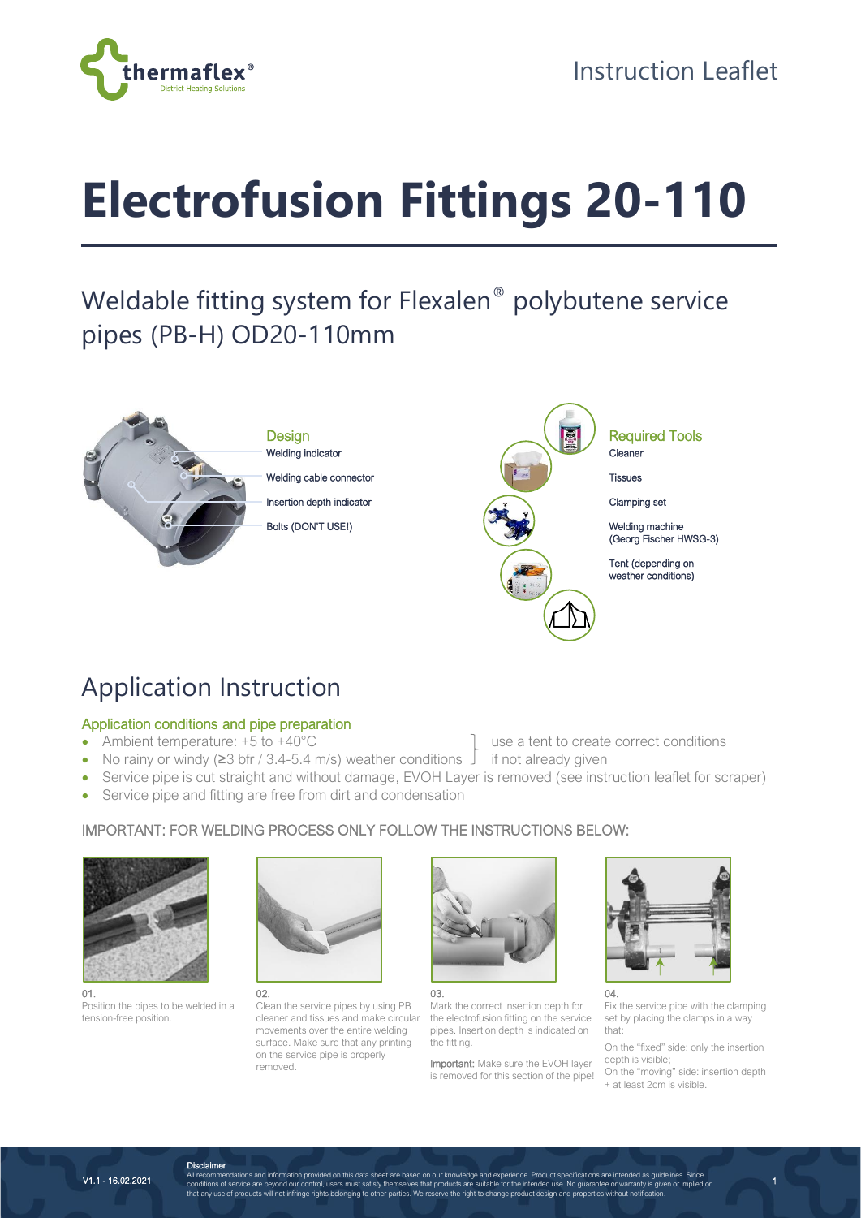# Electrofusion Fittings 20-110

Instruction Leaflet

## Weldable fitting system for Flexalen® polybutene service pipes (PB-H) OD20-110mm

### Design

- Welding indicator
- Welding cable connector
- Insertion depth indicator
- Bolts (DON'T USE!)

### Required Tools

- Cleaner
- Tissues
- Clamping set
- Welding machine (Georg Fischer HWSG-3)
- Tent (depending on weather conditions)

## Application Instruction

### Application conditions and pipe preparation

- Ambient temperature: +5 to +40°C
- No rainy or windy (≥3 bfr / 3.4-5.4 m/s) weather conditions

  (use a tent to create correct conditions if not already given)
- Service pipe is cut straight and without damage, EVOH Layer is removed (see instruction leaflet for scraper)
- Service pipe and fitting are free from dirt and condensation

IMPORTANT: FOR WELDING PROCESS ONLY FOLLOW THE INSTRUCTIONS BELOW:

01.
Position the pipes to be welded in a tension-free position.

02.
Clean the service pipes by using PB cleaner and tissues and make circular movements over the entire welding surface. Make sure that any printing on the service pipe is properly removed.

03.
Mark the correct insertion depth for the electrofusion fitting on the service pipes. Insertion depth is indicated on the fitting.

**Important:** Make sure the EVOH layer is removed for this section of the pipe!

04.
Fix the service pipe with the clamping set by placing the clamps in a way that:

On the "fixed" side: only the insertion depth is visible;
On the "moving" side: insertion depth + at least 2cm is visible.

**Disclaimer**
All recommendations and information provided on this data sheet are based on our knowledge and experience. Product specifications are intended as guidelines. Since conditions of service are beyond our control, users must satisfy themselves that products are suitable for the intended use. No guarantee or warranty is given or implied or that any use of products will not infringe rights belonging to other parties. We reserve the right to change product design and properties without notification.

V1.1 - 16.02.2021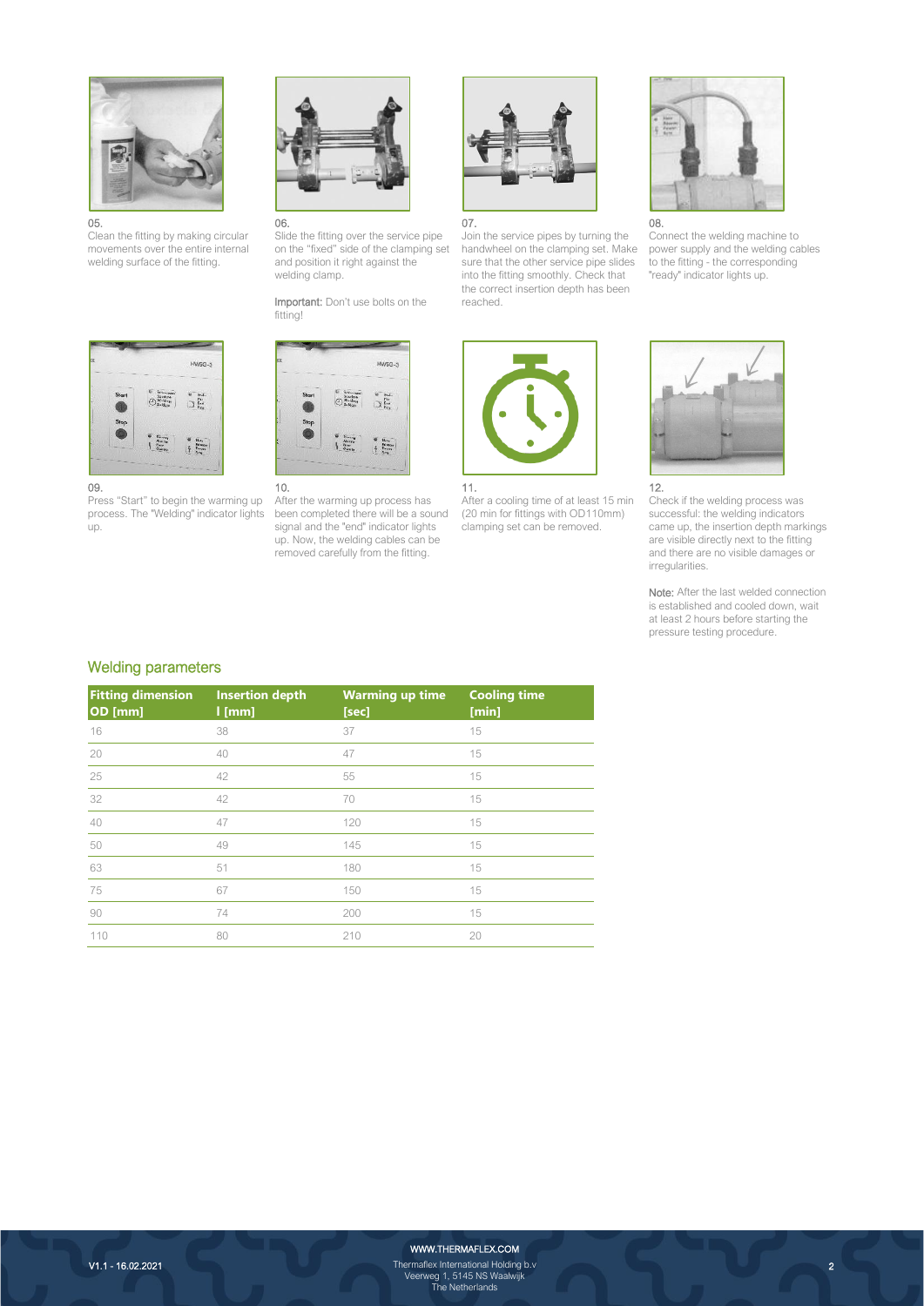05.
Clean the fitting by making circular movements over the entire internal welding surface of the fitting.

06.
Slide the fitting over the service pipe on the "fixed" side of the clamping set and position it right against the welding clamp.

**Important:** Don't use bolts on the fitting!

07.
Join the service pipes by turning the handwheel on the clamping set. Make sure that the other service pipe slides into the fitting smoothly. Check that the correct insertion depth has been reached.

08.
Connect the welding machine to power supply and the welding cables to the fitting - the corresponding "ready" indicator lights up.

09.
Press "Start" to begin the warming up process. The "Welding" indicator lights up.

10.
After the warming up process has been completed there will be a sound signal and the "end" indicator lights up. Now, the welding cables can be removed carefully from the fitting.

11.
After a cooling time of at least 15 min (20 min for fittings with OD110mm) clamping set can be removed.

12.
Check if the welding process was successful: the welding indicators came up, the insertion depth markings are visible directly next to the fitting and there are no visible damages or irregularities.

**Note:** After the last welded connection is established and cooled down, wait at least 2 hours before starting the pressure testing procedure.

## Welding parameters

| Fitting dimension OD [mm] | Insertion depth l [mm] | Warming up time [sec] | Cooling time [min] |
|---|---|---|---|
| 16 | 38 | 37 | 15 |
| 20 | 40 | 47 | 15 |
| 25 | 42 | 55 | 15 |
| 32 | 42 | 70 | 15 |
| 40 | 47 | 120 | 15 |
| 50 | 49 | 145 | 15 |
| 63 | 51 | 180 | 15 |
| 75 | 67 | 150 | 15 |
| 90 | 74 | 200 | 15 |
| 110 | 80 | 210 | 20 |